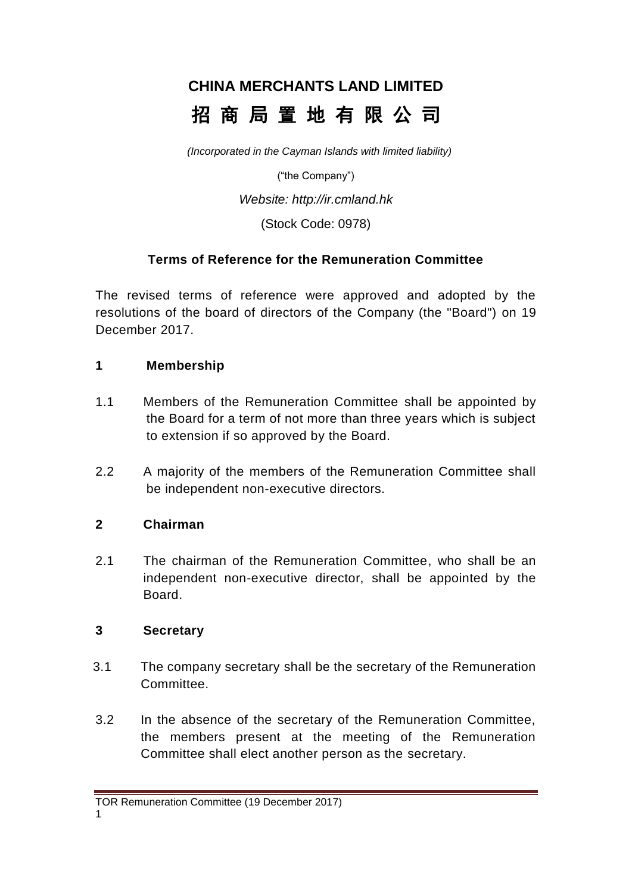# CHINA MERCHANTS LAND LIMITED

# 招 商 局 置 地 有 限 公 司

*(Incorporated in the Cayman Islands with limited liability)*

("the Company")

*Website: http://ir.cmland.hk*

(Stock Code: 0978)

## Terms of Reference for the Remuneration Committee

The revised terms of reference were approved and adopted by the resolutions of the board of directors of the Company (the "Board") on 19 December 2017.

### 1 Membership

1.1 Members of the Remuneration Committee shall be appointed by the Board for a term of not more than three years which is subject to extension if so approved by the Board.

2.2 A majority of the members of the Remuneration Committee shall be independent non-executive directors.

### 2 Chairman

2.1 The chairman of the Remuneration Committee, who shall be an independent non-executive director, shall be appointed by the Board.

### 3 Secretary

3.1 The company secretary shall be the secretary of the Remuneration Committee.

3.2 In the absence of the secretary of the Remuneration Committee, the members present at the meeting of the Remuneration Committee shall elect another person as the secretary.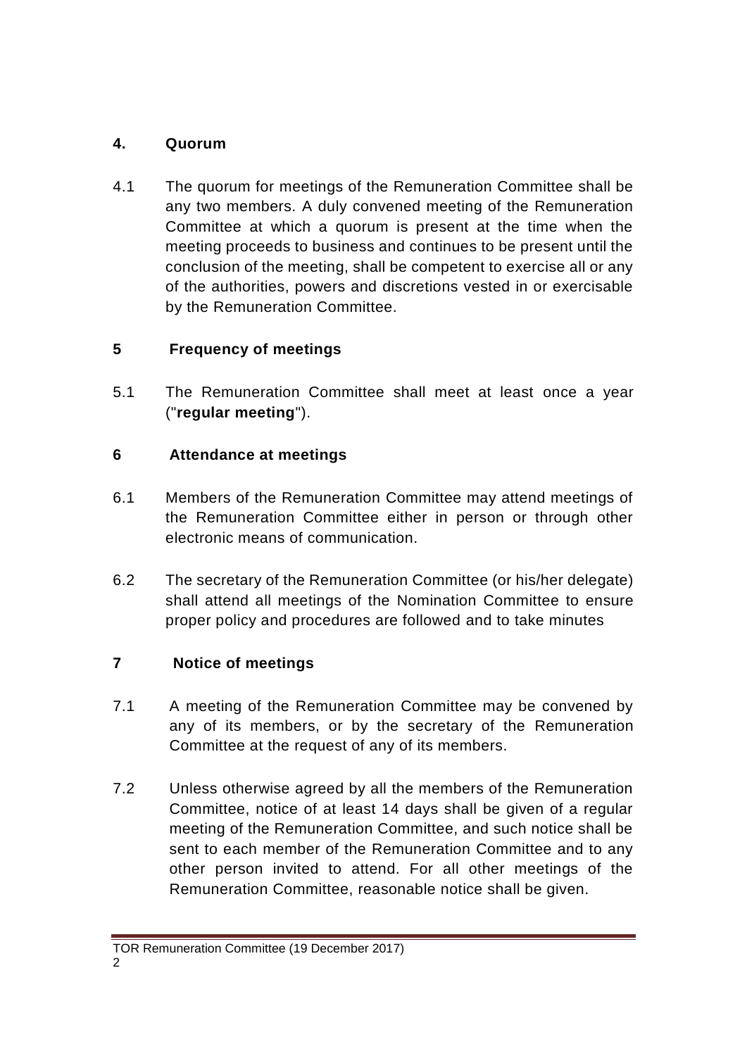## 4. Quorum

4.1 The quorum for meetings of the Remuneration Committee shall be any two members. A duly convened meeting of the Remuneration Committee at which a quorum is present at the time when the meeting proceeds to business and continues to be present until the conclusion of the meeting, shall be competent to exercise all or any of the authorities, powers and discretions vested in or exercisable by the Remuneration Committee.

## 5 Frequency of meetings

5.1 The Remuneration Committee shall meet at least once a year ("**regular meeting**").

## 6 Attendance at meetings

6.1 Members of the Remuneration Committee may attend meetings of the Remuneration Committee either in person or through other electronic means of communication.

6.2 The secretary of the Remuneration Committee (or his/her delegate) shall attend all meetings of the Nomination Committee to ensure proper policy and procedures are followed and to take minutes

## 7 Notice of meetings

7.1 A meeting of the Remuneration Committee may be convened by any of its members, or by the secretary of the Remuneration Committee at the request of any of its members.

7.2 Unless otherwise agreed by all the members of the Remuneration Committee, notice of at least 14 days shall be given of a regular meeting of the Remuneration Committee, and such notice shall be sent to each member of the Remuneration Committee and to any other person invited to attend. For all other meetings of the Remuneration Committee, reasonable notice shall be given.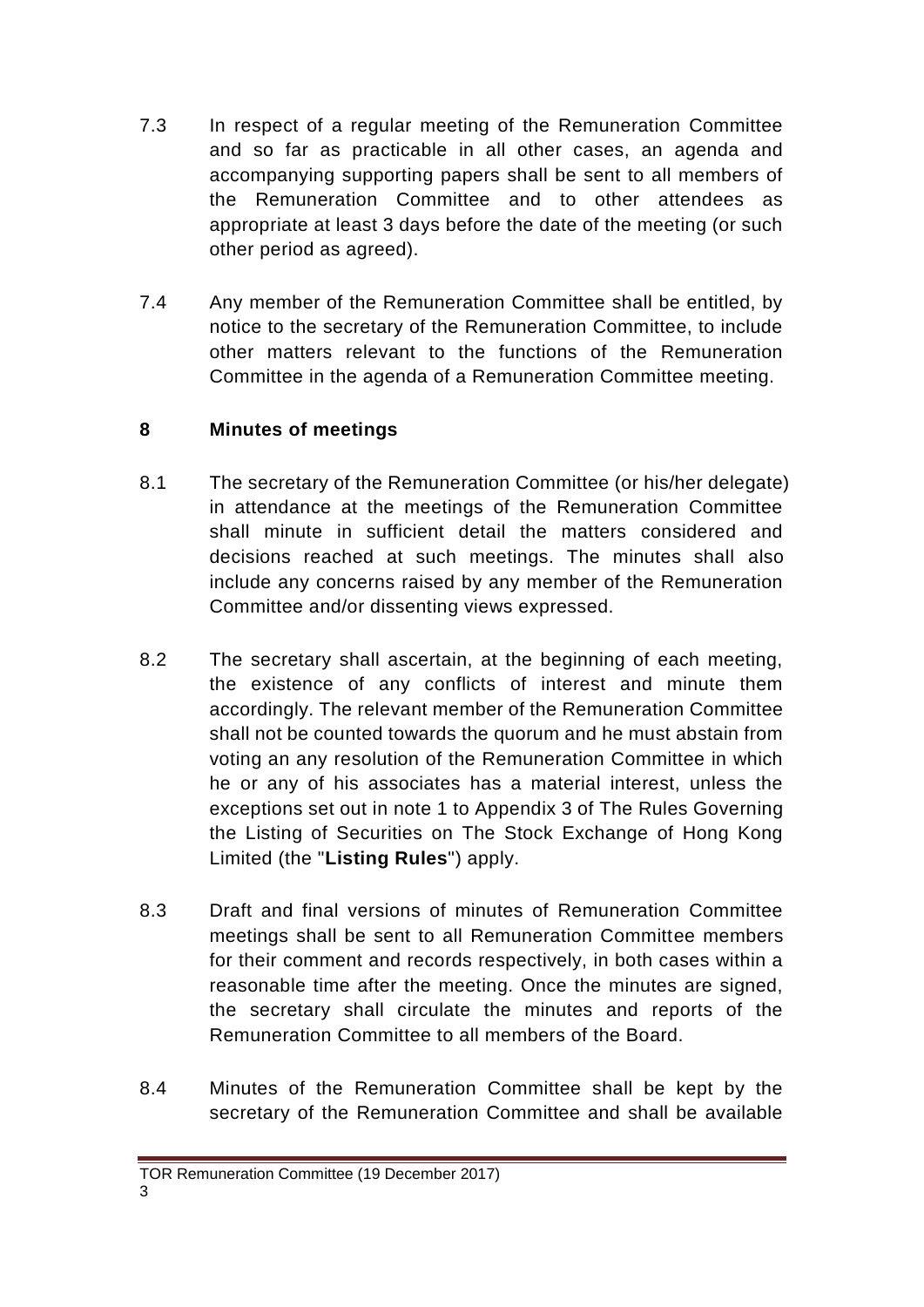7.3 In respect of a regular meeting of the Remuneration Committee and so far as practicable in all other cases, an agenda and accompanying supporting papers shall be sent to all members of the Remuneration Committee and to other attendees as appropriate at least 3 days before the date of the meeting (or such other period as agreed).

7.4 Any member of the Remuneration Committee shall be entitled, by notice to the secretary of the Remuneration Committee, to include other matters relevant to the functions of the Remuneration Committee in the agenda of a Remuneration Committee meeting.

## 8 Minutes of meetings

8.1 The secretary of the Remuneration Committee (or his/her delegate) in attendance at the meetings of the Remuneration Committee shall minute in sufficient detail the matters considered and decisions reached at such meetings. The minutes shall also include any concerns raised by any member of the Remuneration Committee and/or dissenting views expressed.

8.2 The secretary shall ascertain, at the beginning of each meeting, the existence of any conflicts of interest and minute them accordingly. The relevant member of the Remuneration Committee shall not be counted towards the quorum and he must abstain from voting an any resolution of the Remuneration Committee in which he or any of his associates has a material interest, unless the exceptions set out in note 1 to Appendix 3 of The Rules Governing the Listing of Securities on The Stock Exchange of Hong Kong Limited (the "**Listing Rules**") apply.

8.3 Draft and final versions of minutes of Remuneration Committee meetings shall be sent to all Remuneration Committee members for their comment and records respectively, in both cases within a reasonable time after the meeting. Once the minutes are signed, the secretary shall circulate the minutes and reports of the Remuneration Committee to all members of the Board.

8.4 Minutes of the Remuneration Committee shall be kept by the secretary of the Remuneration Committee and shall be available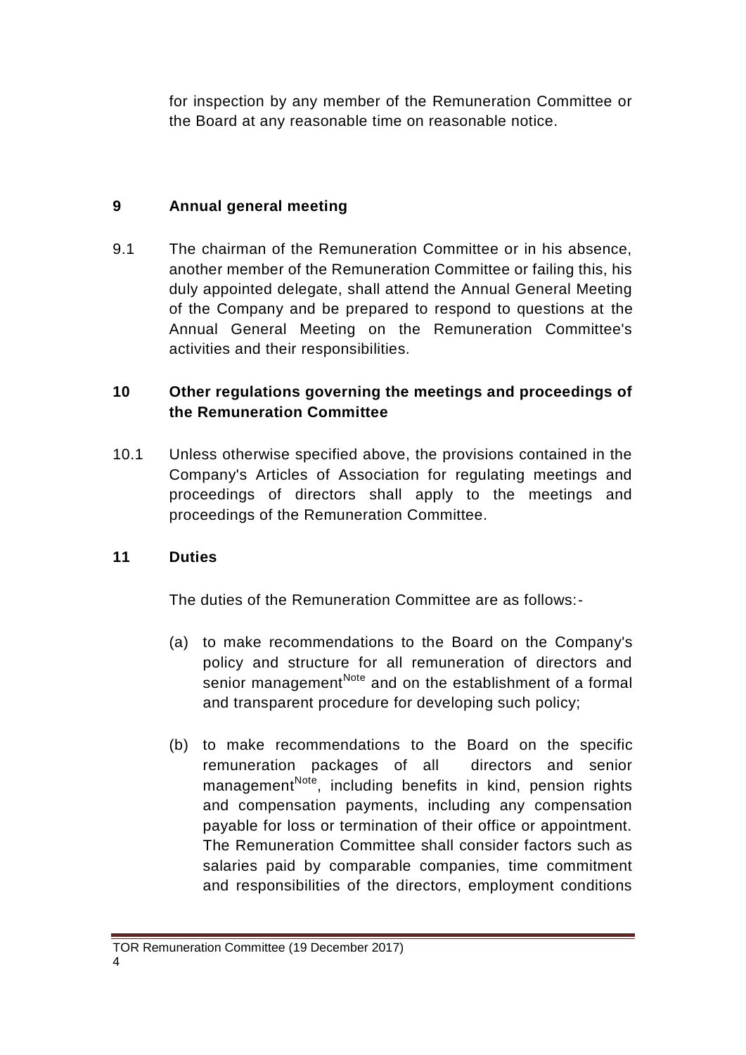for inspection by any member of the Remuneration Committee or the Board at any reasonable time on reasonable notice.

## 9 Annual general meeting

9.1 The chairman of the Remuneration Committee or in his absence, another member of the Remuneration Committee or failing this, his duly appointed delegate, shall attend the Annual General Meeting of the Company and be prepared to respond to questions at the Annual General Meeting on the Remuneration Committee's activities and their responsibilities.

## 10 Other regulations governing the meetings and proceedings of the Remuneration Committee

10.1 Unless otherwise specified above, the provisions contained in the Company's Articles of Association for regulating meetings and proceedings of directors shall apply to the meetings and proceedings of the Remuneration Committee.

## 11 Duties

The duties of the Remuneration Committee are as follows:-

(a) to make recommendations to the Board on the Company's policy and structure for all remuneration of directors and senior management[Note] and on the establishment of a formal and transparent procedure for developing such policy;

(b) to make recommendations to the Board on the specific remuneration packages of all directors and senior management[Note], including benefits in kind, pension rights and compensation payments, including any compensation payable for loss or termination of their office or appointment. The Remuneration Committee shall consider factors such as salaries paid by comparable companies, time commitment and responsibilities of the directors, employment conditions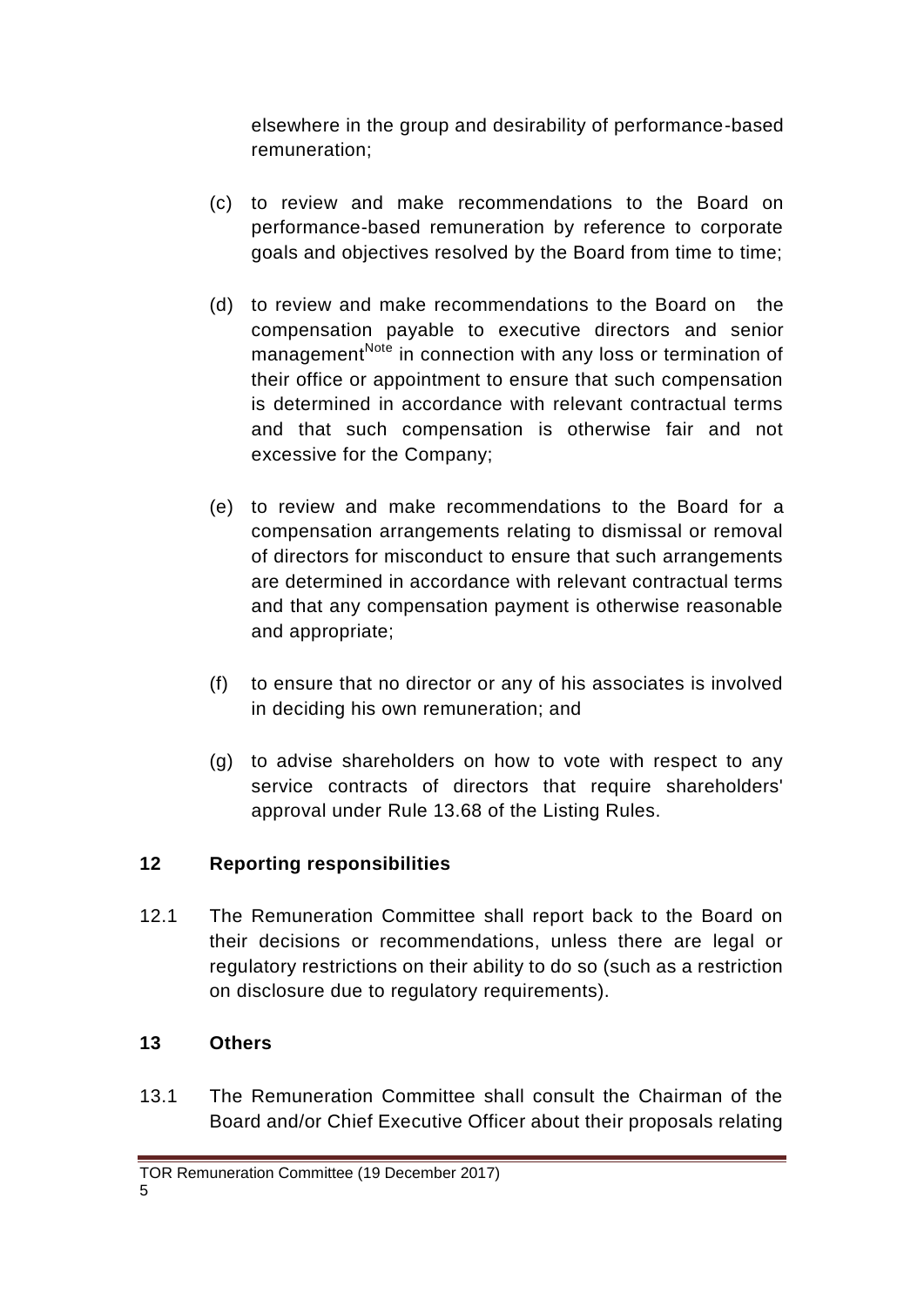elsewhere in the group and desirability of performance-based remuneration;

(c) to review and make recommendations to the Board on performance-based remuneration by reference to corporate goals and objectives resolved by the Board from time to time;

(d) to review and make recommendations to the Board on the compensation payable to executive directors and senior management[Note] in connection with any loss or termination of their office or appointment to ensure that such compensation is determined in accordance with relevant contractual terms and that such compensation is otherwise fair and not excessive for the Company;

(e) to review and make recommendations to the Board for a compensation arrangements relating to dismissal or removal of directors for misconduct to ensure that such arrangements are determined in accordance with relevant contractual terms and that any compensation payment is otherwise reasonable and appropriate;

(f) to ensure that no director or any of his associates is involved in deciding his own remuneration; and

(g) to advise shareholders on how to vote with respect to any service contracts of directors that require shareholders' approval under Rule 13.68 of the Listing Rules.

## 12 Reporting responsibilities

12.1 The Remuneration Committee shall report back to the Board on their decisions or recommendations, unless there are legal or regulatory restrictions on their ability to do so (such as a restriction on disclosure due to regulatory requirements).

## 13 Others

13.1 The Remuneration Committee shall consult the Chairman of the Board and/or Chief Executive Officer about their proposals relating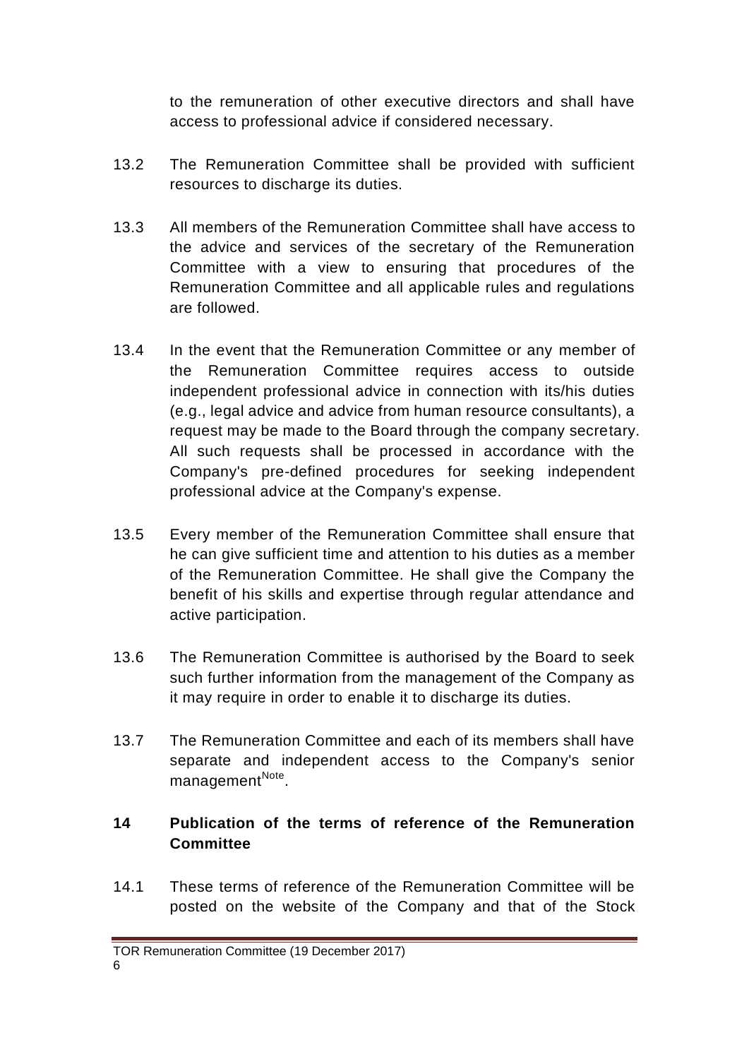to the remuneration of other executive directors and shall have access to professional advice if considered necessary.

13.2 The Remuneration Committee shall be provided with sufficient resources to discharge its duties.

13.3 All members of the Remuneration Committee shall have access to the advice and services of the secretary of the Remuneration Committee with a view to ensuring that procedures of the Remuneration Committee and all applicable rules and regulations are followed.

13.4 In the event that the Remuneration Committee or any member of the Remuneration Committee requires access to outside independent professional advice in connection with its/his duties (e.g., legal advice and advice from human resource consultants), a request may be made to the Board through the company secretary. All such requests shall be processed in accordance with the Company's pre-defined procedures for seeking independent professional advice at the Company's expense.

13.5 Every member of the Remuneration Committee shall ensure that he can give sufficient time and attention to his duties as a member of the Remuneration Committee. He shall give the Company the benefit of his skills and expertise through regular attendance and active participation.

13.6 The Remuneration Committee is authorised by the Board to seek such further information from the management of the Company as it may require in order to enable it to discharge its duties.

13.7 The Remuneration Committee and each of its members shall have separate and independent access to the Company's senior management[Note].

## 14 Publication of the terms of reference of the Remuneration Committee

14.1 These terms of reference of the Remuneration Committee will be posted on the website of the Company and that of the Stock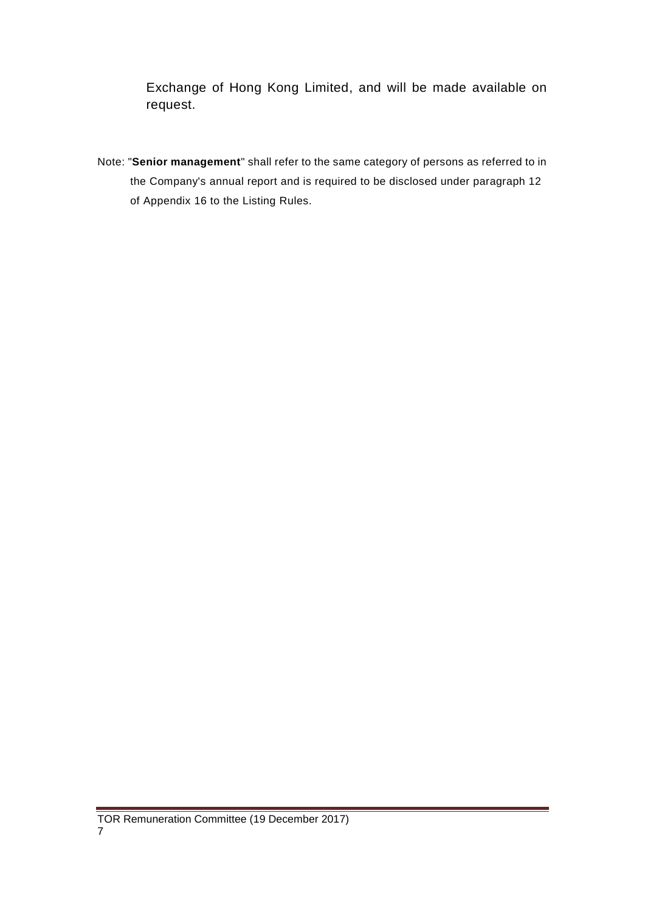Exchange of Hong Kong Limited, and will be made available on request.

Note: "**Senior management**" shall refer to the same category of persons as referred to in the Company's annual report and is required to be disclosed under paragraph 12 of Appendix 16 to the Listing Rules.